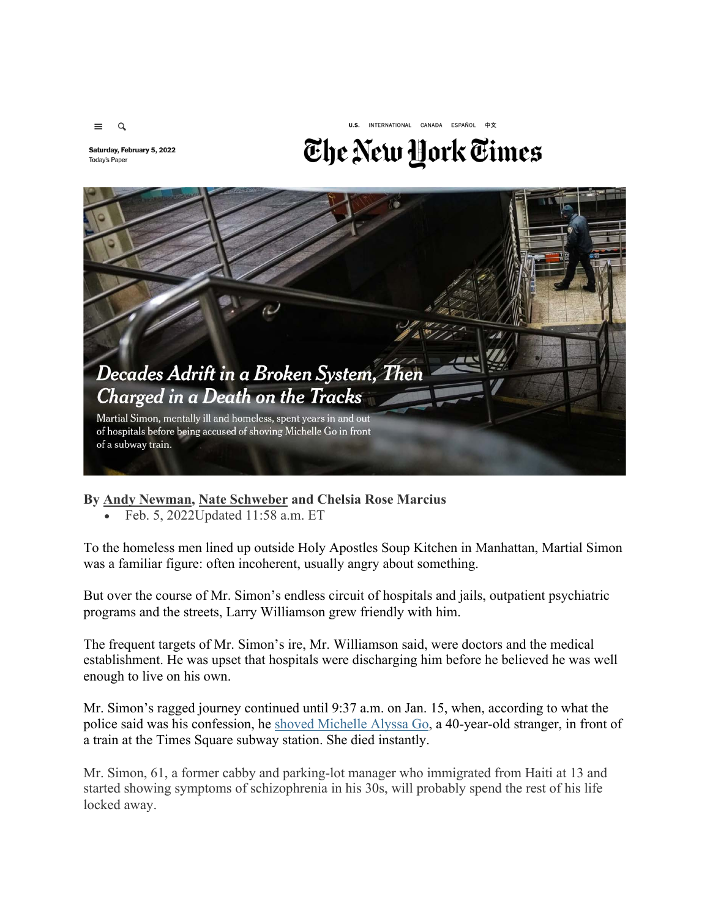Saturday, February 5, 2022
Today's Paper

# Decades Adrift in a Broken System, Then Charged in a Death on the Tracks

Martial Simon, mentally ill and homeless, spent years in and out of hospitals before being accused of shoving Michelle Go in front of a subway train.

**By Andy Newman, Nate Schweber and Chelsia Rose Marcius**

- Feb. 5, 2022Updated 11:58 a.m. ET

To the homeless men lined up outside Holy Apostles Soup Kitchen in Manhattan, Martial Simon was a familiar figure: often incoherent, usually angry about something.

But over the course of Mr. Simon's endless circuit of hospitals and jails, outpatient psychiatric programs and the streets, Larry Williamson grew friendly with him.

The frequent targets of Mr. Simon's ire, Mr. Williamson said, were doctors and the medical establishment. He was upset that hospitals were discharging him before he believed he was well enough to live on his own.

Mr. Simon's ragged journey continued until 9:37 a.m. on Jan. 15, when, according to what the police said was his confession, he shoved Michelle Alyssa Go, a 40-year-old stranger, in front of a train at the Times Square subway station. She died instantly.

Mr. Simon, 61, a former cabby and parking-lot manager who immigrated from Haiti at 13 and started showing symptoms of schizophrenia in his 30s, will probably spend the rest of his life locked away.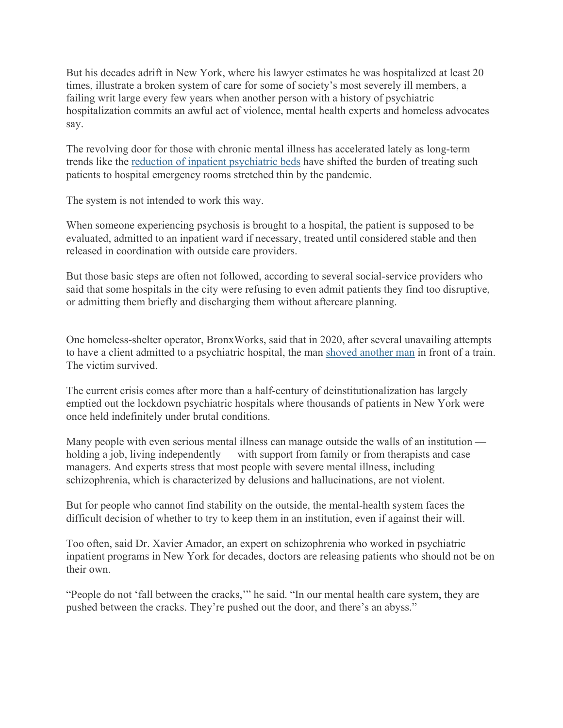But his decades adrift in New York, where his lawyer estimates he was hospitalized at least 20 times, illustrate a broken system of care for some of society's most severely ill members, a failing writ large every few years when another person with a history of psychiatric hospitalization commits an awful act of violence, mental health experts and homeless advocates say.

The revolving door for those with chronic mental illness has accelerated lately as long-term trends like the reduction of inpatient psychiatric beds have shifted the burden of treating such patients to hospital emergency rooms stretched thin by the pandemic.

The system is not intended to work this way.

When someone experiencing psychosis is brought to a hospital, the patient is supposed to be evaluated, admitted to an inpatient ward if necessary, treated until considered stable and then released in coordination with outside care providers.

But those basic steps are often not followed, according to several social-service providers who said that some hospitals in the city were refusing to even admit patients they find too disruptive, or admitting them briefly and discharging them without aftercare planning.

One homeless-shelter operator, BronxWorks, said that in 2020, after several unavailing attempts to have a client admitted to a psychiatric hospital, the man shoved another man in front of a train. The victim survived.

The current crisis comes after more than a half-century of deinstitutionalization has largely emptied out the lockdown psychiatric hospitals where thousands of patients in New York were once held indefinitely under brutal conditions.

Many people with even serious mental illness can manage outside the walls of an institution — holding a job, living independently — with support from family or from therapists and case managers. And experts stress that most people with severe mental illness, including schizophrenia, which is characterized by delusions and hallucinations, are not violent.

But for people who cannot find stability on the outside, the mental-health system faces the difficult decision of whether to try to keep them in an institution, even if against their will.

Too often, said Dr. Xavier Amador, an expert on schizophrenia who worked in psychiatric inpatient programs in New York for decades, doctors are releasing patients who should not be on their own.

"People do not 'fall between the cracks,'" he said. "In our mental health care system, they are pushed between the cracks. They're pushed out the door, and there's an abyss."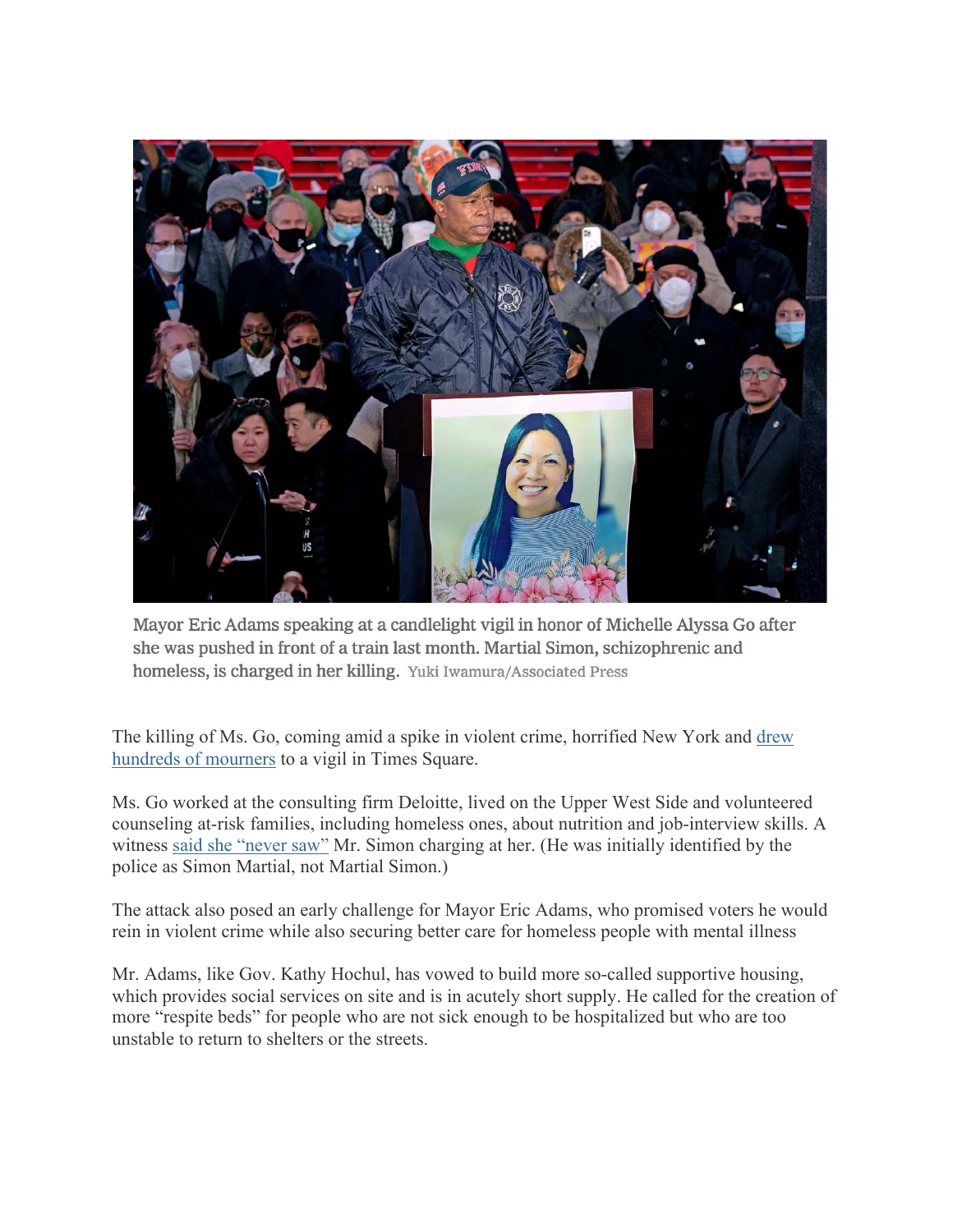Mayor Eric Adams speaking at a candlelight vigil in honor of Michelle Alyssa Go after she was pushed in front of a train last month. Martial Simon, schizophrenic and homeless, is charged in her killing. Yuki Iwamura/Associated Press

The killing of Ms. Go, coming amid a spike in violent crime, horrified New York and drew hundreds of mourners to a vigil in Times Square.

Ms. Go worked at the consulting firm Deloitte, lived on the Upper West Side and volunteered counseling at-risk families, including homeless ones, about nutrition and job-interview skills. A witness said she "never saw" Mr. Simon charging at her. (He was initially identified by the police as Simon Martial, not Martial Simon.)

The attack also posed an early challenge for Mayor Eric Adams, who promised voters he would rein in violent crime while also securing better care for homeless people with mental illness

Mr. Adams, like Gov. Kathy Hochul, has vowed to build more so-called supportive housing, which provides social services on site and is in acutely short supply. He called for the creation of more "respite beds" for people who are not sick enough to be hospitalized but who are too unstable to return to shelters or the streets.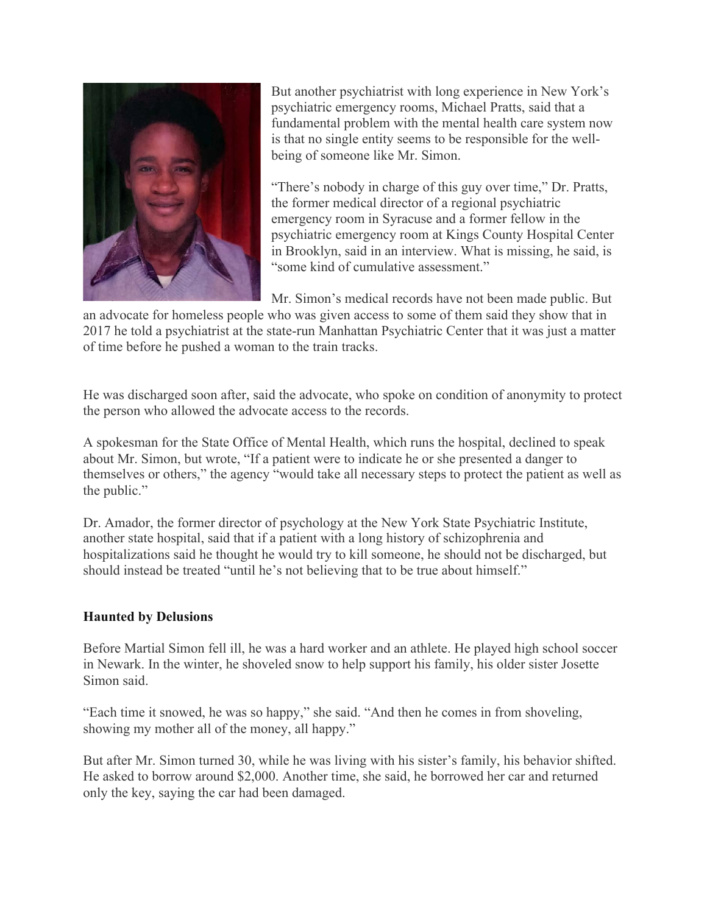But another psychiatrist with long experience in New York's psychiatric emergency rooms, Michael Pratts, said that a fundamental problem with the mental health care system now is that no single entity seems to be responsible for the well-being of someone like Mr. Simon.

"There's nobody in charge of this guy over time," Dr. Pratts, the former medical director of a regional psychiatric emergency room in Syracuse and a former fellow in the psychiatric emergency room at Kings County Hospital Center in Brooklyn, said in an interview. What is missing, he said, is "some kind of cumulative assessment."

Mr. Simon's medical records have not been made public. But an advocate for homeless people who was given access to some of them said they show that in 2017 he told a psychiatrist at the state-run Manhattan Psychiatric Center that it was just a matter of time before he pushed a woman to the train tracks.

He was discharged soon after, said the advocate, who spoke on condition of anonymity to protect the person who allowed the advocate access to the records.

A spokesman for the State Office of Mental Health, which runs the hospital, declined to speak about Mr. Simon, but wrote, "If a patient were to indicate he or she presented a danger to themselves or others," the agency "would take all necessary steps to protect the patient as well as the public."

Dr. Amador, the former director of psychology at the New York State Psychiatric Institute, another state hospital, said that if a patient with a long history of schizophrenia and hospitalizations said he thought he would try to kill someone, he should not be discharged, but should instead be treated "until he's not believing that to be true about himself."

**Haunted by Delusions**

Before Martial Simon fell ill, he was a hard worker and an athlete. He played high school soccer in Newark. In the winter, he shoveled snow to help support his family, his older sister Josette Simon said.

"Each time it snowed, he was so happy," she said. "And then he comes in from shoveling, showing my mother all of the money, all happy."

But after Mr. Simon turned 30, while he was living with his sister's family, his behavior shifted. He asked to borrow around $2,000. Another time, she said, he borrowed her car and returned only the key, saying the car had been damaged.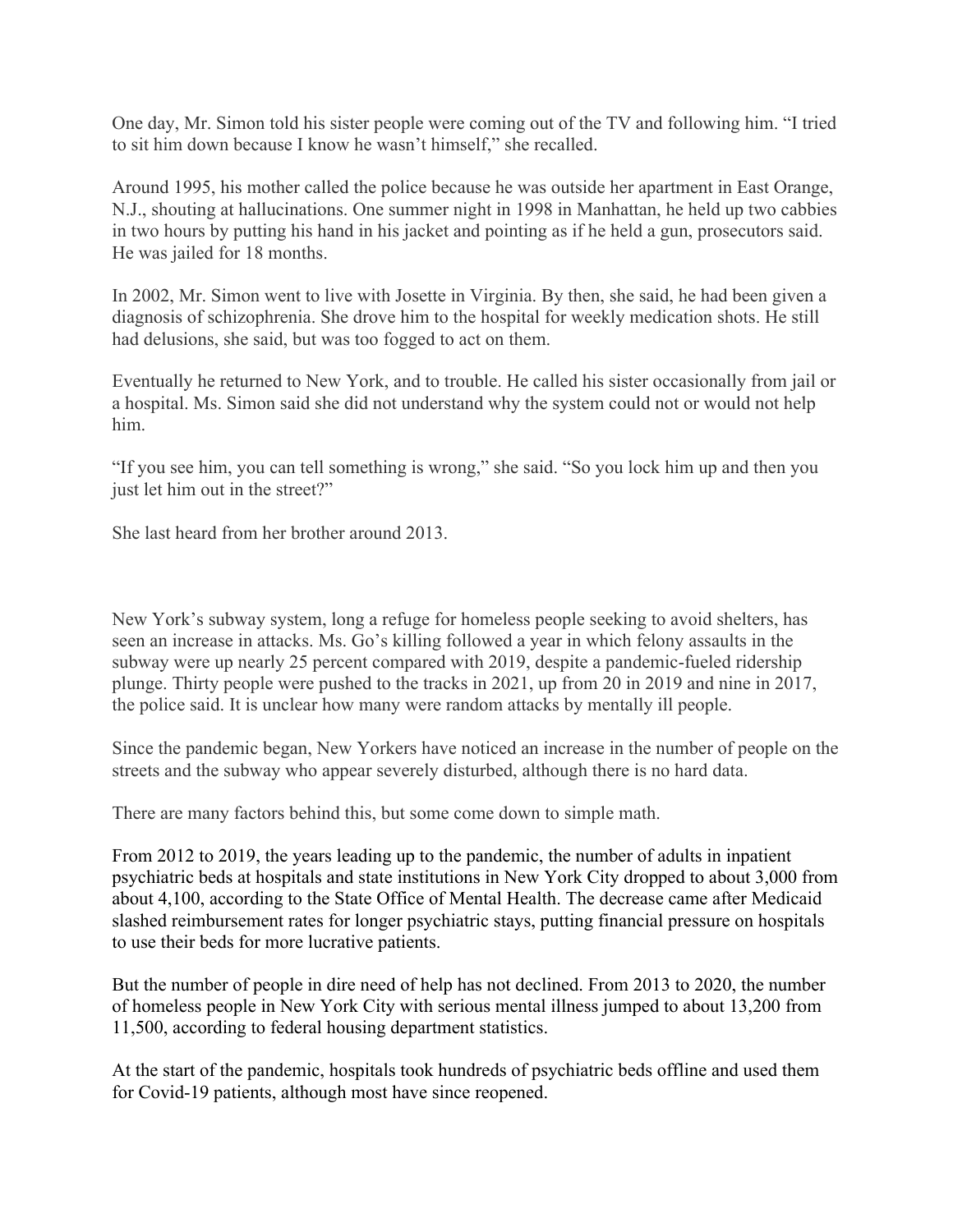One day, Mr. Simon told his sister people were coming out of the TV and following him. “I tried to sit him down because I know he wasn’t himself,” she recalled.

Around 1995, his mother called the police because he was outside her apartment in East Orange, N.J., shouting at hallucinations. One summer night in 1998 in Manhattan, he held up two cabbies in two hours by putting his hand in his jacket and pointing as if he held a gun, prosecutors said. He was jailed for 18 months.

In 2002, Mr. Simon went to live with Josette in Virginia. By then, she said, he had been given a diagnosis of schizophrenia. She drove him to the hospital for weekly medication shots. He still had delusions, she said, but was too fogged to act on them.

Eventually he returned to New York, and to trouble. He called his sister occasionally from jail or a hospital. Ms. Simon said she did not understand why the system could not or would not help him.

“If you see him, you can tell something is wrong,” she said. “So you lock him up and then you just let him out in the street?”

She last heard from her brother around 2013.

New York’s subway system, long a refuge for homeless people seeking to avoid shelters, has seen an increase in attacks. Ms. Go’s killing followed a year in which felony assaults in the subway were up nearly 25 percent compared with 2019, despite a pandemic-fueled ridership plunge. Thirty people were pushed to the tracks in 2021, up from 20 in 2019 and nine in 2017, the police said. It is unclear how many were random attacks by mentally ill people.

Since the pandemic began, New Yorkers have noticed an increase in the number of people on the streets and the subway who appear severely disturbed, although there is no hard data.

There are many factors behind this, but some come down to simple math.

From 2012 to 2019, the years leading up to the pandemic, the number of adults in inpatient psychiatric beds at hospitals and state institutions in New York City dropped to about 3,000 from about 4,100, according to the State Office of Mental Health. The decrease came after Medicaid slashed reimbursement rates for longer psychiatric stays, putting financial pressure on hospitals to use their beds for more lucrative patients.

But the number of people in dire need of help has not declined. From 2013 to 2020, the number of homeless people in New York City with serious mental illness jumped to about 13,200 from 11,500, according to federal housing department statistics.

At the start of the pandemic, hospitals took hundreds of psychiatric beds offline and used them for Covid-19 patients, although most have since reopened.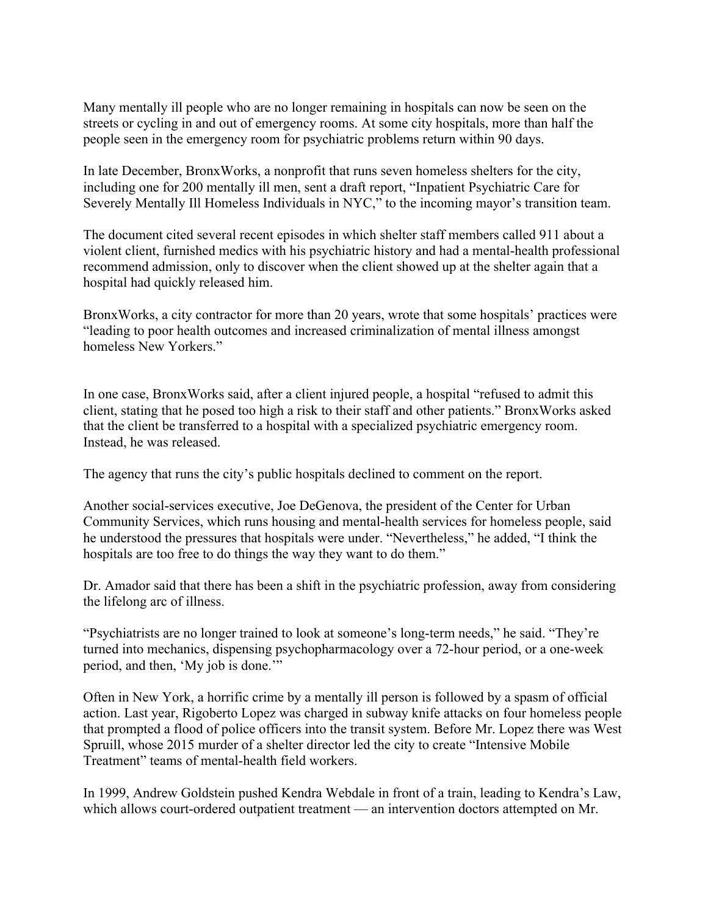Many mentally ill people who are no longer remaining in hospitals can now be seen on the streets or cycling in and out of emergency rooms. At some city hospitals, more than half the people seen in the emergency room for psychiatric problems return within 90 days.

In late December, BronxWorks, a nonprofit that runs seven homeless shelters for the city, including one for 200 mentally ill men, sent a draft report, "Inpatient Psychiatric Care for Severely Mentally Ill Homeless Individuals in NYC," to the incoming mayor's transition team.

The document cited several recent episodes in which shelter staff members called 911 about a violent client, furnished medics with his psychiatric history and had a mental-health professional recommend admission, only to discover when the client showed up at the shelter again that a hospital had quickly released him.

BronxWorks, a city contractor for more than 20 years, wrote that some hospitals' practices were "leading to poor health outcomes and increased criminalization of mental illness amongst homeless New Yorkers."

In one case, BronxWorks said, after a client injured people, a hospital "refused to admit this client, stating that he posed too high a risk to their staff and other patients." BronxWorks asked that the client be transferred to a hospital with a specialized psychiatric emergency room. Instead, he was released.

The agency that runs the city's public hospitals declined to comment on the report.

Another social-services executive, Joe DeGenova, the president of the Center for Urban Community Services, which runs housing and mental-health services for homeless people, said he understood the pressures that hospitals were under. "Nevertheless," he added, "I think the hospitals are too free to do things the way they want to do them."

Dr. Amador said that there has been a shift in the psychiatric profession, away from considering the lifelong arc of illness.

"Psychiatrists are no longer trained to look at someone's long-term needs," he said. "They're turned into mechanics, dispensing psychopharmacology over a 72-hour period, or a one-week period, and then, 'My job is done.'"

Often in New York, a horrific crime by a mentally ill person is followed by a spasm of official action. Last year, Rigoberto Lopez was charged in subway knife attacks on four homeless people that prompted a flood of police officers into the transit system. Before Mr. Lopez there was West Spruill, whose 2015 murder of a shelter director led the city to create "Intensive Mobile Treatment" teams of mental-health field workers.

In 1999, Andrew Goldstein pushed Kendra Webdale in front of a train, leading to Kendra's Law, which allows court-ordered outpatient treatment — an intervention doctors attempted on Mr.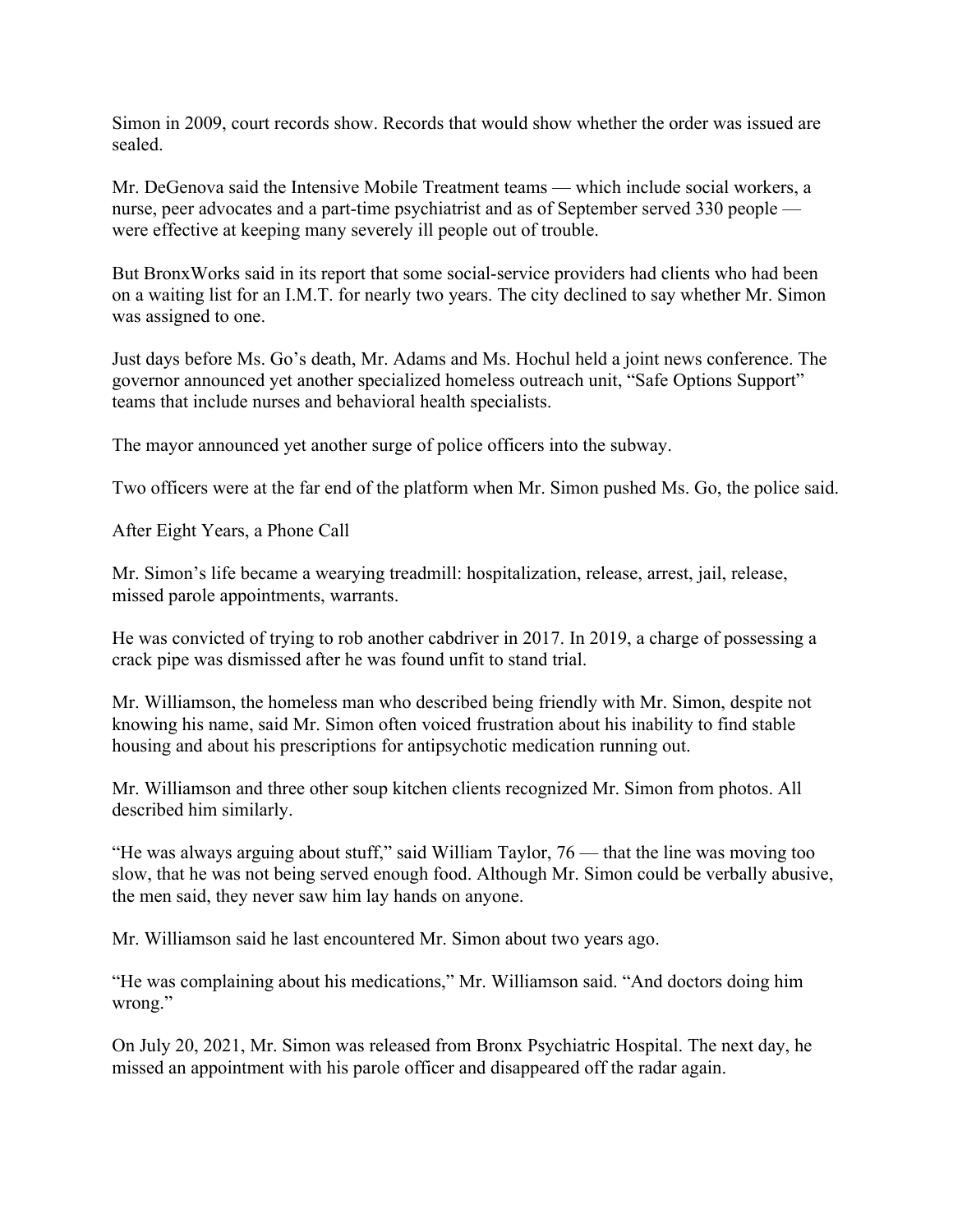Simon in 2009, court records show. Records that would show whether the order was issued are sealed.

Mr. DeGenova said the Intensive Mobile Treatment teams — which include social workers, a nurse, peer advocates and a part-time psychiatrist and as of September served 330 people — were effective at keeping many severely ill people out of trouble.

But BronxWorks said in its report that some social-service providers had clients who had been on a waiting list for an I.M.T. for nearly two years. The city declined to say whether Mr. Simon was assigned to one.

Just days before Ms. Go's death, Mr. Adams and Ms. Hochul held a joint news conference. The governor announced yet another specialized homeless outreach unit, "Safe Options Support" teams that include nurses and behavioral health specialists.

The mayor announced yet another surge of police officers into the subway.

Two officers were at the far end of the platform when Mr. Simon pushed Ms. Go, the police said.

## After Eight Years, a Phone Call

Mr. Simon's life became a wearying treadmill: hospitalization, release, arrest, jail, release, missed parole appointments, warrants.

He was convicted of trying to rob another cabdriver in 2017. In 2019, a charge of possessing a crack pipe was dismissed after he was found unfit to stand trial.

Mr. Williamson, the homeless man who described being friendly with Mr. Simon, despite not knowing his name, said Mr. Simon often voiced frustration about his inability to find stable housing and about his prescriptions for antipsychotic medication running out.

Mr. Williamson and three other soup kitchen clients recognized Mr. Simon from photos. All described him similarly.

"He was always arguing about stuff," said William Taylor, 76 — that the line was moving too slow, that he was not being served enough food. Although Mr. Simon could be verbally abusive, the men said, they never saw him lay hands on anyone.

Mr. Williamson said he last encountered Mr. Simon about two years ago.

"He was complaining about his medications," Mr. Williamson said. "And doctors doing him wrong."

On July 20, 2021, Mr. Simon was released from Bronx Psychiatric Hospital. The next day, he missed an appointment with his parole officer and disappeared off the radar again.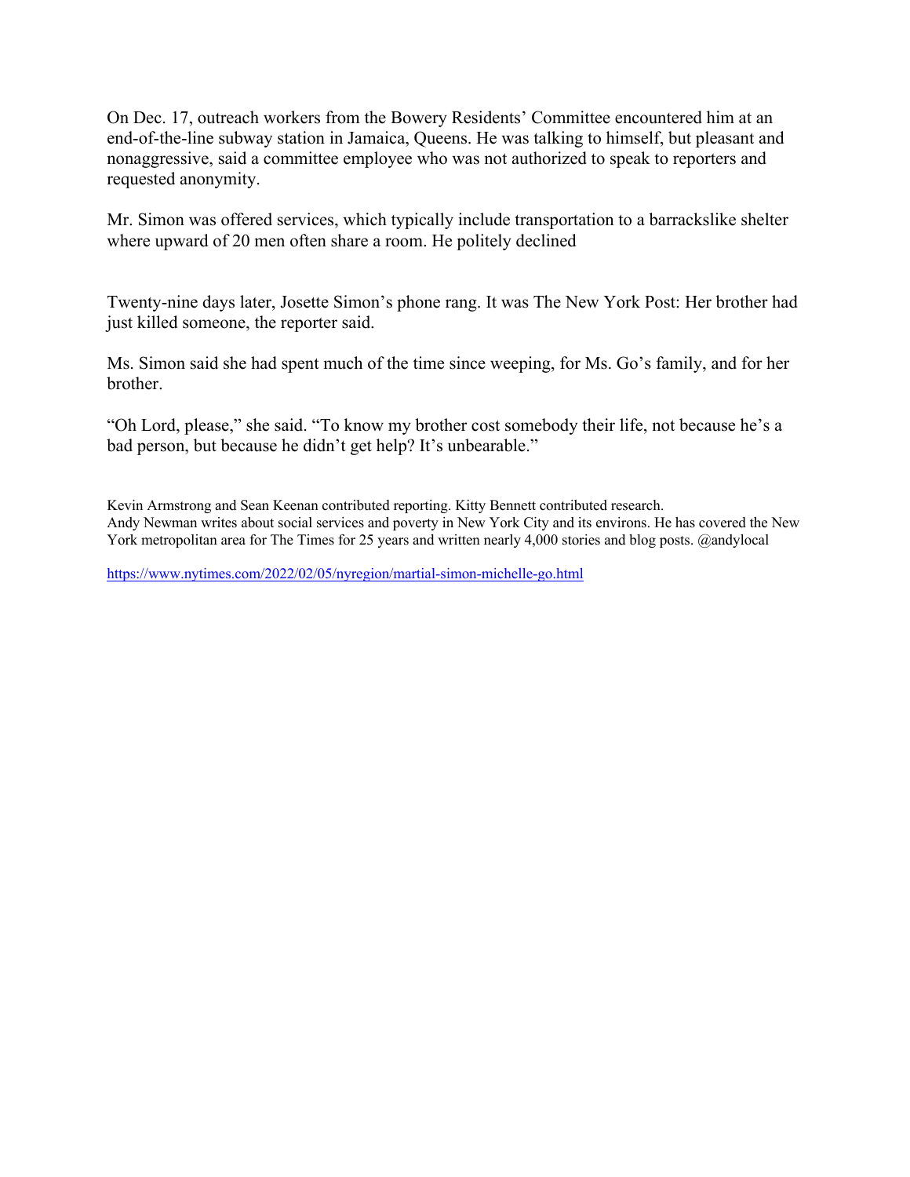On Dec. 17, outreach workers from the Bowery Residents' Committee encountered him at an end-of-the-line subway station in Jamaica, Queens. He was talking to himself, but pleasant and nonaggressive, said a committee employee who was not authorized to speak to reporters and requested anonymity.

Mr. Simon was offered services, which typically include transportation to a barrackslike shelter where upward of 20 men often share a room. He politely declined

Twenty-nine days later, Josette Simon's phone rang. It was The New York Post: Her brother had just killed someone, the reporter said.

Ms. Simon said she had spent much of the time since weeping, for Ms. Go's family, and for her brother.

"Oh Lord, please," she said. "To know my brother cost somebody their life, not because he's a bad person, but because he didn't get help? It's unbearable."

Kevin Armstrong and Sean Keenan contributed reporting. Kitty Bennett contributed research.
Andy Newman writes about social services and poverty in New York City and its environs. He has covered the New York metropolitan area for The Times for 25 years and written nearly 4,000 stories and blog posts. @andylocal

https://www.nytimes.com/2022/02/05/nyregion/martial-simon-michelle-go.html